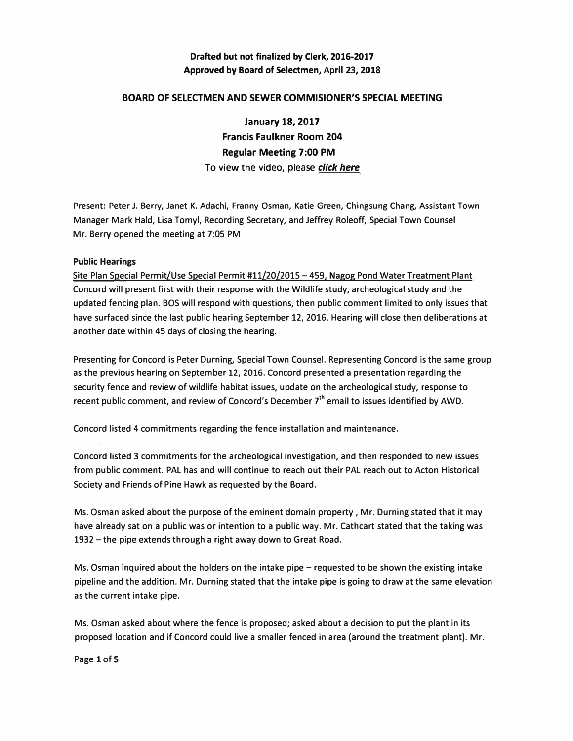**Drafted but not finalized by Clerk, 2016-2017**
**Approved by Board of Selectmen, April 23, 2018**

## BOARD OF SELECTMEN AND SEWER COMMISIONER'S SPECIAL MEETING

### January 18, 2017
### Francis Faulkner Room 204
### Regular Meeting 7:00 PM

To view the video, please ***click here***

Present: Peter J. Berry, Janet K. Adachi, Franny Osman, Katie Green, Chingsung Chang, Assistant Town Manager Mark Hald, Lisa Tomyl, Recording Secretary, and Jeffrey Roleoff, Special Town Counsel
Mr. Berry opened the meeting at 7:05 PM

**Public Hearings**

Site Plan Special Permit/Use Special Permit #11/20/2015 – 459, Nagog Pond Water Treatment Plant
Concord will present first with their response with the Wildlife study, archeological study and the updated fencing plan. BOS will respond with questions, then public comment limited to only issues that have surfaced since the last public hearing September 12, 2016. Hearing will close then deliberations at another date within 45 days of closing the hearing.

Presenting for Concord is Peter Durning, Special Town Counsel. Representing Concord is the same group as the previous hearing on September 12, 2016. Concord presented a presentation regarding the security fence and review of wildlife habitat issues, update on the archeological study, response to recent public comment, and review of Concord's December 7th email to issues identified by AWD.

Concord listed 4 commitments regarding the fence installation and maintenance.

Concord listed 3 commitments for the archeological investigation, and then responded to new issues from public comment. PAL has and will continue to reach out their PAL reach out to Acton Historical Society and Friends of Pine Hawk as requested by the Board.

Ms. Osman asked about the purpose of the eminent domain property , Mr. Durning stated that it may have already sat on a public was or intention to a public way. Mr. Cathcart stated that the taking was 1932 – the pipe extends through a right away down to Great Road.

Ms. Osman inquired about the holders on the intake pipe – requested to be shown the existing intake pipeline and the addition. Mr. Durning stated that the intake pipe is going to draw at the same elevation as the current intake pipe.

Ms. Osman asked about where the fence is proposed; asked about a decision to put the plant in its proposed location and if Concord could live a smaller fenced in area (around the treatment plant). Mr.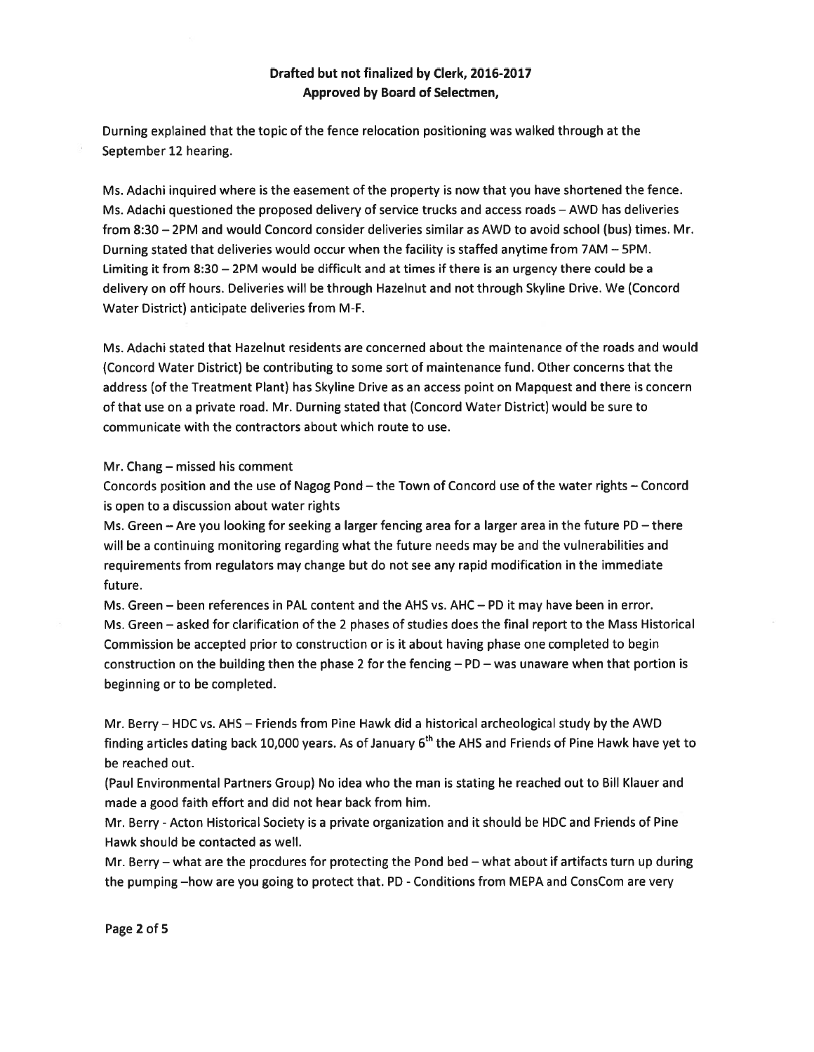**Drafted but not finalized by Clerk, 2016-2017**
**Approved by Board of Selectmen,**

Durning explained that the topic of the fence relocation positioning was walked through at the September 12 hearing.

Ms. Adachi inquired where is the easement of the property is now that you have shortened the fence. Ms. Adachi questioned the proposed delivery of service trucks and access roads – AWD has deliveries from 8:30 – 2PM and would Concord consider deliveries similar as AWD to avoid school (bus) times. Mr. Durning stated that deliveries would occur when the facility is staffed anytime from 7AM – 5PM. Limiting it from 8:30 – 2PM would be difficult and at times if there is an urgency there could be a delivery on off hours. Deliveries will be through Hazelnut and not through Skyline Drive. We (Concord Water District) anticipate deliveries from M-F.

Ms. Adachi stated that Hazelnut residents are concerned about the maintenance of the roads and would (Concord Water District) be contributing to some sort of maintenance fund. Other concerns that the address (of the Treatment Plant) has Skyline Drive as an access point on Mapquest and there is concern of that use on a private road. Mr. Durning stated that (Concord Water District) would be sure to communicate with the contractors about which route to use.

Mr. Chang – missed his comment
Concords position and the use of Nagog Pond – the Town of Concord use of the water rights – Concord is open to a discussion about water rights
Ms. Green – Are you looking for seeking a larger fencing area for a larger area in the future PD – there will be a continuing monitoring regarding what the future needs may be and the vulnerabilities and requirements from regulators may change but do not see any rapid modification in the immediate future.
Ms. Green – been references in PAL content and the AHS vs. AHC – PD it may have been in error.
Ms. Green – asked for clarification of the 2 phases of studies does the final report to the Mass Historical Commission be accepted prior to construction or is it about having phase one completed to begin construction on the building then the phase 2 for the fencing – PD – was unaware when that portion is beginning or to be completed.

Mr. Berry – HDC vs. AHS – Friends from Pine Hawk did a historical archeological study by the AWD finding articles dating back 10,000 years. As of January 6th the AHS and Friends of Pine Hawk have yet to be reached out.
(Paul Environmental Partners Group) No idea who the man is stating he reached out to Bill Klauer and made a good faith effort and did not hear back from him.
Mr. Berry - Acton Historical Society is a private organization and it should be HDC and Friends of Pine Hawk should be contacted as well.
Mr. Berry – what are the procdures for protecting the Pond bed – what about if artifacts turn up during the pumping –how are you going to protect that. PD - Conditions from MEPA and ConsCom are very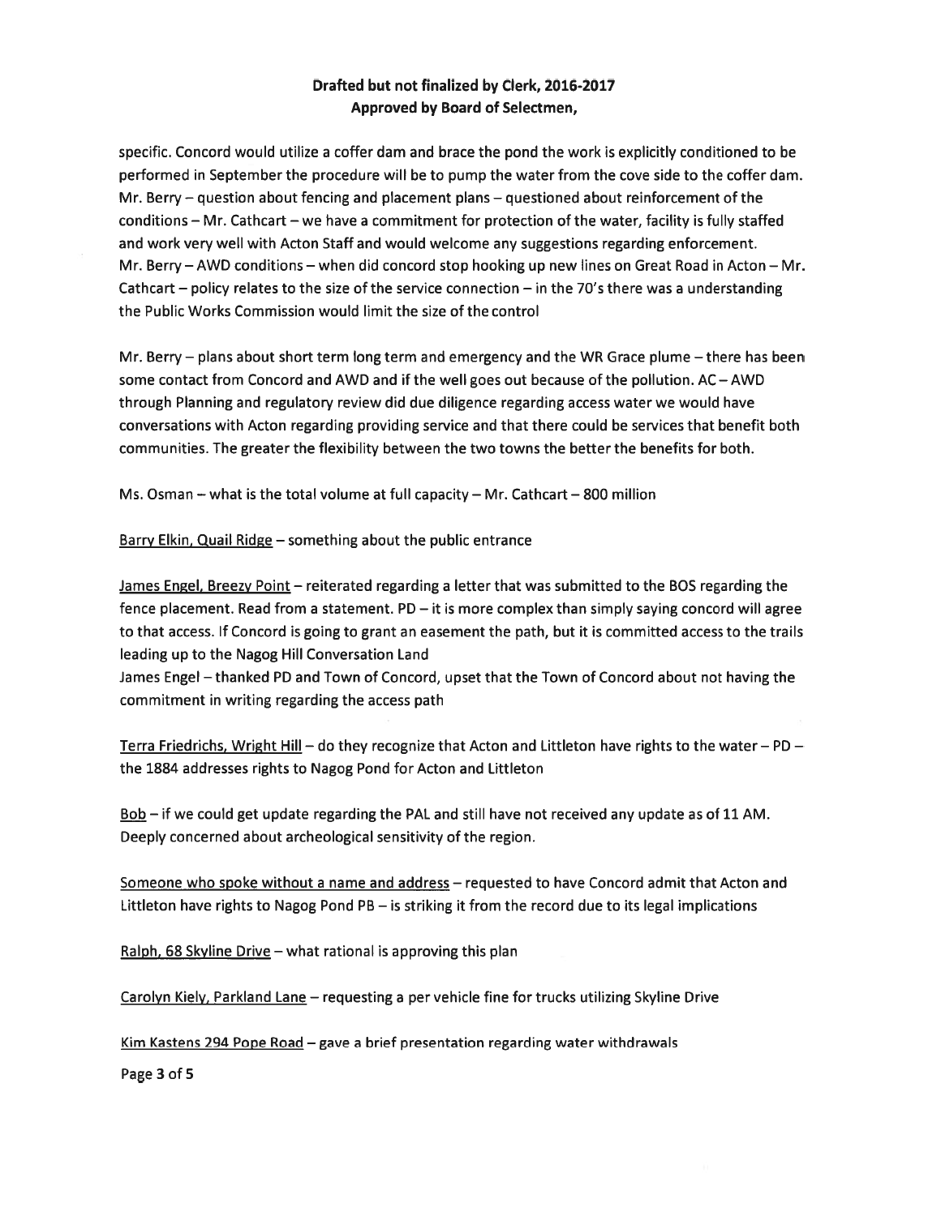**Drafted but not finalized by Clerk, 2016-2017**
**Approved by Board of Selectmen,**

specific. Concord would utilize a coffer dam and brace the pond the work is explicitly conditioned to be performed in September the procedure will be to pump the water from the cove side to the coffer dam. Mr. Berry – question about fencing and placement plans – questioned about reinforcement of the conditions – Mr. Cathcart – we have a commitment for protection of the water, facility is fully staffed and work very well with Acton Staff and would welcome any suggestions regarding enforcement. Mr. Berry – AWD conditions – when did concord stop hooking up new lines on Great Road in Acton – Mr. Cathcart – policy relates to the size of the service connection – in the 70's there was a understanding the Public Works Commission would limit the size of the control

Mr. Berry – plans about short term long term and emergency and the WR Grace plume – there has been some contact from Concord and AWD and if the well goes out because of the pollution. AC – AWD through Planning and regulatory review did due diligence regarding access water we would have conversations with Acton regarding providing service and that there could be services that benefit both communities. The greater the flexibility between the two towns the better the benefits for both.

Ms. Osman – what is the total volume at full capacity – Mr. Cathcart – 800 million

Barry Elkin, Quail Ridge – something about the public entrance

James Engel, Breezy Point – reiterated regarding a letter that was submitted to the BOS regarding the fence placement. Read from a statement. PD – it is more complex than simply saying concord will agree to that access. If Concord is going to grant an easement the path, but it is committed access to the trails leading up to the Nagog Hill Conversation Land

James Engel – thanked PD and Town of Concord, upset that the Town of Concord about not having the commitment in writing regarding the access path

Terra Friedrichs, Wright Hill – do they recognize that Acton and Littleton have rights to the water – PD – the 1884 addresses rights to Nagog Pond for Acton and Littleton

Bob – if we could get update regarding the PAL and still have not received any update as of 11 AM. Deeply concerned about archeological sensitivity of the region.

Someone who spoke without a name and address – requested to have Concord admit that Acton and Littleton have rights to Nagog Pond PB – is striking it from the record due to its legal implications

Ralph, 68 Skyline Drive – what rational is approving this plan

Carolyn Kiely, Parkland Lane – requesting a per vehicle fine for trucks utilizing Skyline Drive

Kim Kastens 294 Pope Road – gave a brief presentation regarding water withdrawals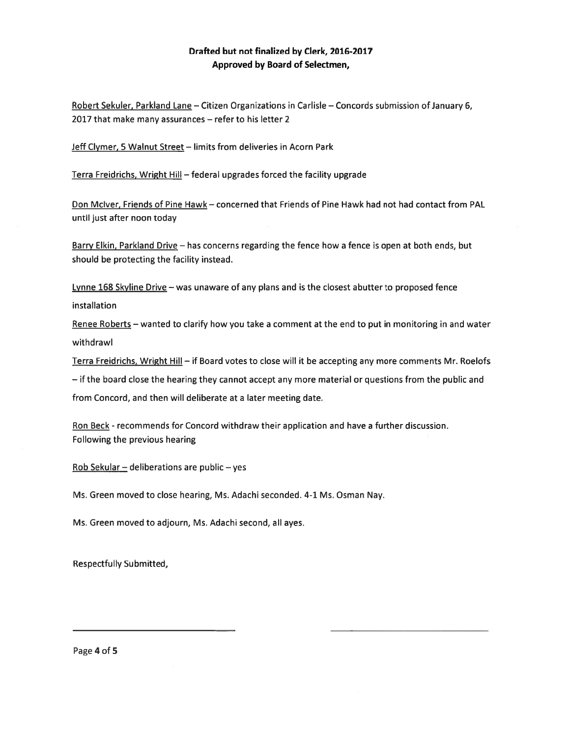**Drafted but not finalized by Clerk, 2016-2017**
**Approved by Board of Selectmen,**

Robert Sekuler, Parkland Lane – Citizen Organizations in Carlisle – Concords submission of January 6, 2017 that make many assurances – refer to his letter 2

Jeff Clymer, 5 Walnut Street – limits from deliveries in Acorn Park

Terra Freidrichs, Wright Hill – federal upgrades forced the facility upgrade

Don McIver, Friends of Pine Hawk – concerned that Friends of Pine Hawk had not had contact from PAL until just after noon today

Barry Elkin, Parkland Drive – has concerns regarding the fence how a fence is open at both ends, but should be protecting the facility instead.

Lynne 168 Skyline Drive – was unaware of any plans and is the closest abutter to proposed fence installation

Renee Roberts – wanted to clarify how you take a comment at the end to put in monitoring in and water withdrawl

Terra Freidrichs, Wright Hill – if Board votes to close will it be accepting any more comments Mr. Roelofs – if the board close the hearing they cannot accept any more material or questions from the public and from Concord, and then will deliberate at a later meeting date.

Ron Beck - recommends for Concord withdraw their application and have a further discussion. Following the previous hearing

Rob Sekular – deliberations are public – yes

Ms. Green moved to close hearing, Ms. Adachi seconded. 4-1 Ms. Osman Nay.

Ms. Green moved to adjourn, Ms. Adachi second, all ayes.

Respectfully Submitted,

_______________________________ _______________________________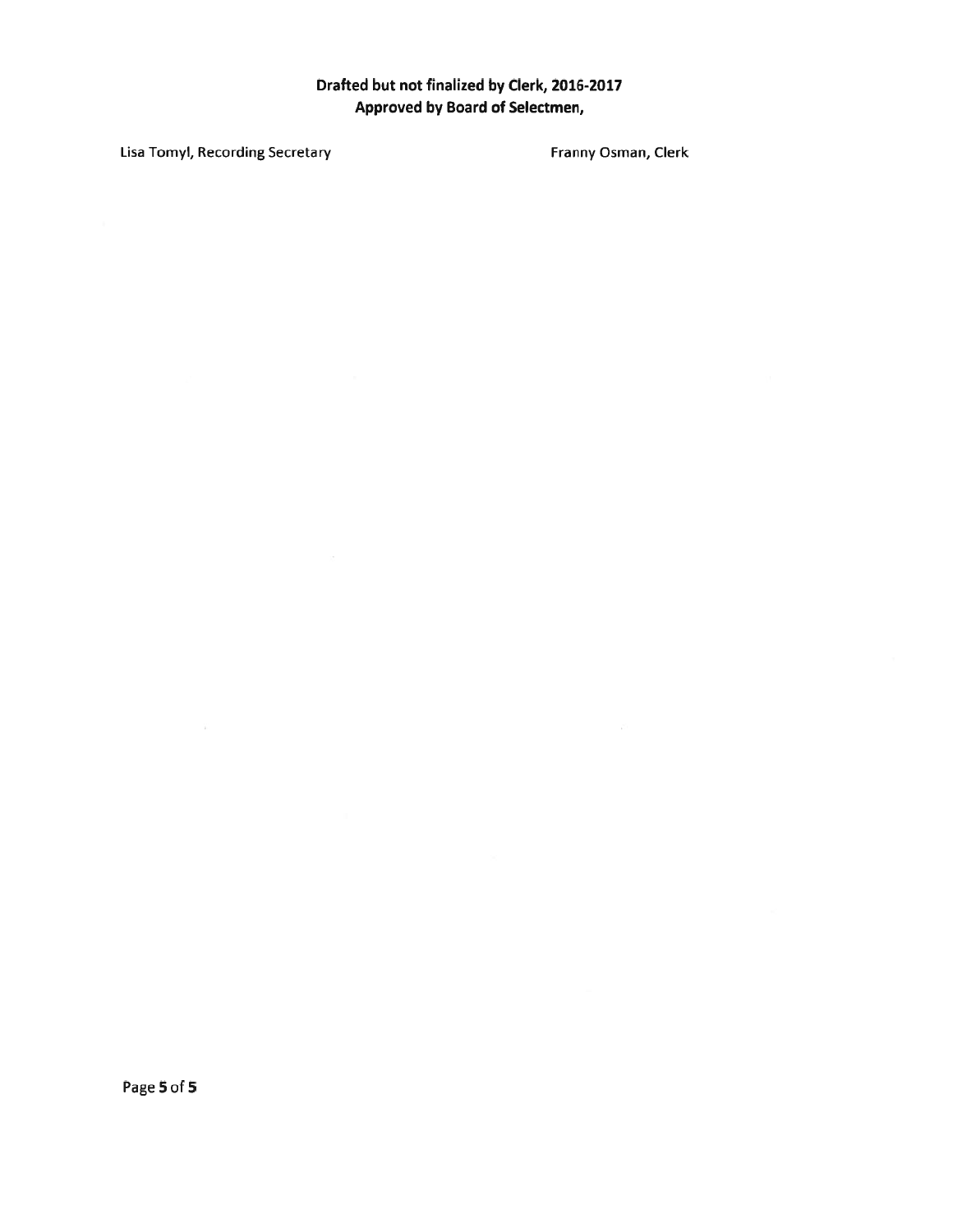**Drafted but not finalized by Clerk, 2016-2017**
**Approved by Board of Selectmen,**

Lisa Tomyl, Recording Secretary

Franny Osman, Clerk